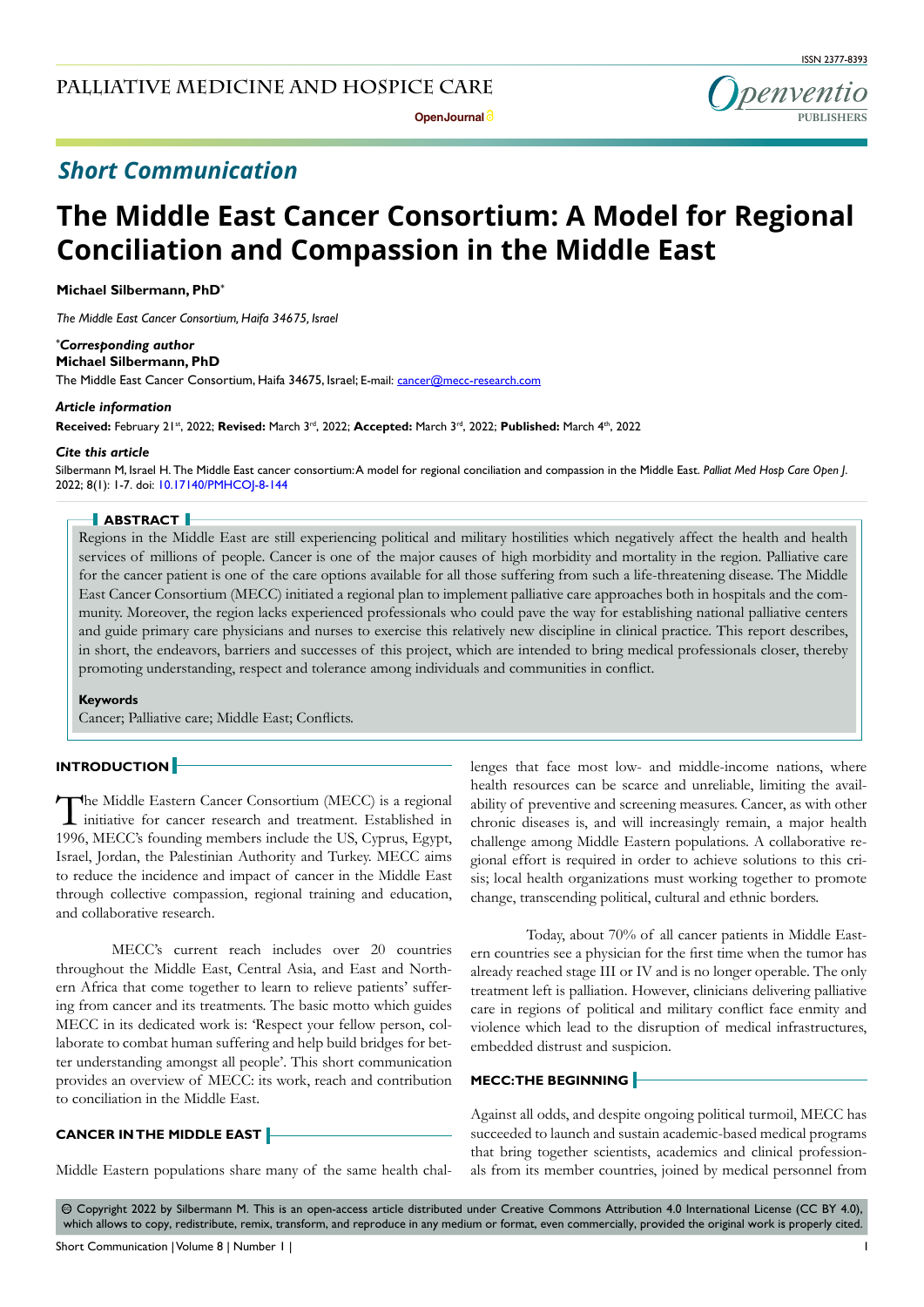## Short Communication

# The Middle East Cancer Consortium: A Model for Regional Conciliation and Compassion in the Middle East

**Michael Silbermann, PhD***

*The Middle East Cancer Consortium, Haifa 34675, Israel*

***Corresponding author**
**Michael Silbermann, PhD**
The Middle East Cancer Consortium, Haifa 34675, Israel; E-mail: cancer@mecc-research.com

***Article information***
**Received:** February 21st, 2022; **Revised:** March 3rd, 2022; **Accepted:** March 3rd, 2022; **Published:** March 4th, 2022

***Cite this article***
Silbermann M, Israel H. The Middle East cancer consortium: A model for regional conciliation and compassion in the Middle East. *Palliat Med Hosp Care Open J*. 2022; 8(1): 1-7. doi: 10.17140/PMHCOJ-8-144

## ABSTRACT

Regions in the Middle East are still experiencing political and military hostilities which negatively affect the health and health services of millions of people. Cancer is one of the major causes of high morbidity and mortality in the region. Palliative care for the cancer patient is one of the care options available for all those suffering from such a life-threatening disease. The Middle East Cancer Consortium (MECC) initiated a regional plan to implement palliative care approaches both in hospitals and the community. Moreover, the region lacks experienced professionals who could pave the way for establishing national palliative centers and guide primary care physicians and nurses to exercise this relatively new discipline in clinical practice. This report describes, in short, the endeavors, barriers and successes of this project, which are intended to bring medical professionals closer, thereby promoting understanding, respect and tolerance among individuals and communities in conflict.

**Keywords**

Cancer; Palliative care; Middle East; Conflicts.

## INTRODUCTION

The Middle Eastern Cancer Consortium (MECC) is a regional initiative for cancer research and treatment. Established in 1996, MECC's founding members include the US, Cyprus, Egypt, Israel, Jordan, the Palestinian Authority and Turkey. MECC aims to reduce the incidence and impact of cancer in the Middle East through collective compassion, regional training and education, and collaborative research.

MECC's current reach includes over 20 countries throughout the Middle East, Central Asia, and East and Northern Africa that come together to learn to relieve patients' suffering from cancer and its treatments. The basic motto which guides MECC in its dedicated work is: 'Respect your fellow person, collaborate to combat human suffering and help build bridges for better understanding amongst all people'. This short communication provides an overview of MECC: its work, reach and contribution to conciliation in the Middle East.

## CANCER IN THE MIDDLE EAST

Middle Eastern populations share many of the same health challenges that face most low- and middle-income nations, where health resources can be scarce and unreliable, limiting the availability of preventive and screening measures. Cancer, as with other chronic diseases is, and will increasingly remain, a major health challenge among Middle Eastern populations. A collaborative regional effort is required in order to achieve solutions to this crisis; local health organizations must working together to promote change, transcending political, cultural and ethnic borders.

Today, about 70% of all cancer patients in Middle Eastern countries see a physician for the first time when the tumor has already reached stage III or IV and is no longer operable. The only treatment left is palliation. However, clinicians delivering palliative care in regions of political and military conflict face enmity and violence which lead to the disruption of medical infrastructures, embedded distrust and suspicion.

## MECC: THE BEGINNING

Against all odds, and despite ongoing political turmoil, MECC has succeeded to launch and sustain academic-based medical programs that bring together scientists, academics and clinical professionals from its member countries, joined by medical personnel from

© Copyright 2022 by Silbermann M. This is an open-access article distributed under Creative Commons Attribution 4.0 International License (CC BY 4.0), which allows to copy, redistribute, remix, transform, and reproduce in any medium or format, even commercially, provided the original work is properly cited.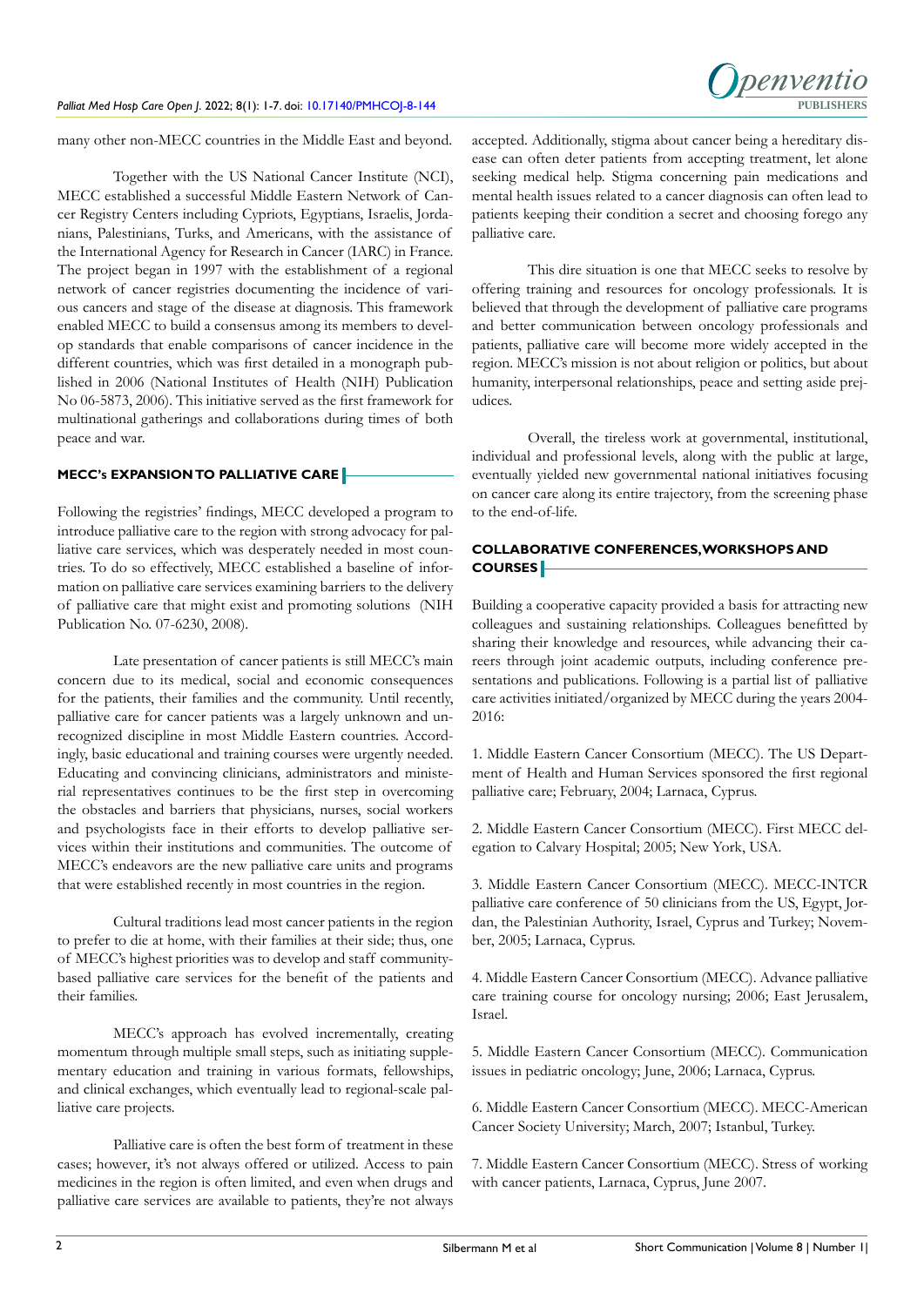many other non-MECC countries in the Middle East and beyond.

Together with the US National Cancer Institute (NCI), MECC established a successful Middle Eastern Network of Cancer Registry Centers including Cypriots, Egyptians, Israelis, Jordanians, Palestinians, Turks, and Americans, with the assistance of the International Agency for Research in Cancer (IARC) in France. The project began in 1997 with the establishment of a regional network of cancer registries documenting the incidence of various cancers and stage of the disease at diagnosis. This framework enabled MECC to build a consensus among its members to develop standards that enable comparisons of cancer incidence in the different countries, which was first detailed in a monograph published in 2006 (National Institutes of Health (NIH) Publication No 06-5873, 2006). This initiative served as the first framework for multinational gatherings and collaborations during times of both peace and war.

## MECC's EXPANSION TO PALLIATIVE CARE

Following the registries' findings, MECC developed a program to introduce palliative care to the region with strong advocacy for palliative care services, which was desperately needed in most countries. To do so effectively, MECC established a baseline of information on palliative care services examining barriers to the delivery of palliative care that might exist and promoting solutions (NIH Publication No. 07-6230, 2008).

Late presentation of cancer patients is still MECC's main concern due to its medical, social and economic consequences for the patients, their families and the community. Until recently, palliative care for cancer patients was a largely unknown and unrecognized discipline in most Middle Eastern countries. Accordingly, basic educational and training courses were urgently needed. Educating and convincing clinicians, administrators and ministerial representatives continues to be the first step in overcoming the obstacles and barriers that physicians, nurses, social workers and psychologists face in their efforts to develop palliative services within their institutions and communities. The outcome of MECC's endeavors are the new palliative care units and programs that were established recently in most countries in the region.

Cultural traditions lead most cancer patients in the region to prefer to die at home, with their families at their side; thus, one of MECC's highest priorities was to develop and staff community-based palliative care services for the benefit of the patients and their families.

MECC's approach has evolved incrementally, creating momentum through multiple small steps, such as initiating supplementary education and training in various formats, fellowships, and clinical exchanges, which eventually lead to regional-scale palliative care projects.

Palliative care is often the best form of treatment in these cases; however, it's not always offered or utilized. Access to pain medicines in the region is often limited, and even when drugs and palliative care services are available to patients, they're not always accepted. Additionally, stigma about cancer being a hereditary disease can often deter patients from accepting treatment, let alone seeking medical help. Stigma concerning pain medications and mental health issues related to a cancer diagnosis can often lead to patients keeping their condition a secret and choosing forego any palliative care.

This dire situation is one that MECC seeks to resolve by offering training and resources for oncology professionals. It is believed that through the development of palliative care programs and better communication between oncology professionals and patients, palliative care will become more widely accepted in the region. MECC's mission is not about religion or politics, but about humanity, interpersonal relationships, peace and setting aside prejudices.

Overall, the tireless work at governmental, institutional, individual and professional levels, along with the public at large, eventually yielded new governmental national initiatives focusing on cancer care along its entire trajectory, from the screening phase to the end-of-life.

## COLLABORATIVE CONFERENCES, WORKSHOPS AND COURSES

Building a cooperative capacity provided a basis for attracting new colleagues and sustaining relationships. Colleagues benefitted by sharing their knowledge and resources, while advancing their careers through joint academic outputs, including conference presentations and publications. Following is a partial list of palliative care activities initiated/organized by MECC during the years 2004-2016:

1. Middle Eastern Cancer Consortium (MECC). The US Department of Health and Human Services sponsored the first regional palliative care; February, 2004; Larnaca, Cyprus.

2. Middle Eastern Cancer Consortium (MECC). First MECC delegation to Calvary Hospital; 2005; New York, USA.

3. Middle Eastern Cancer Consortium (MECC). MECC-INTCR palliative care conference of 50 clinicians from the US, Egypt, Jordan, the Palestinian Authority, Israel, Cyprus and Turkey; November, 2005; Larnaca, Cyprus.

4. Middle Eastern Cancer Consortium (MECC). Advance palliative care training course for oncology nursing; 2006; East Jerusalem, Israel.

5. Middle Eastern Cancer Consortium (MECC). Communication issues in pediatric oncology; June, 2006; Larnaca, Cyprus.

6. Middle Eastern Cancer Consortium (MECC). MECC-American Cancer Society University; March, 2007; Istanbul, Turkey.

7. Middle Eastern Cancer Consortium (MECC). Stress of working with cancer patients, Larnaca, Cyprus, June 2007.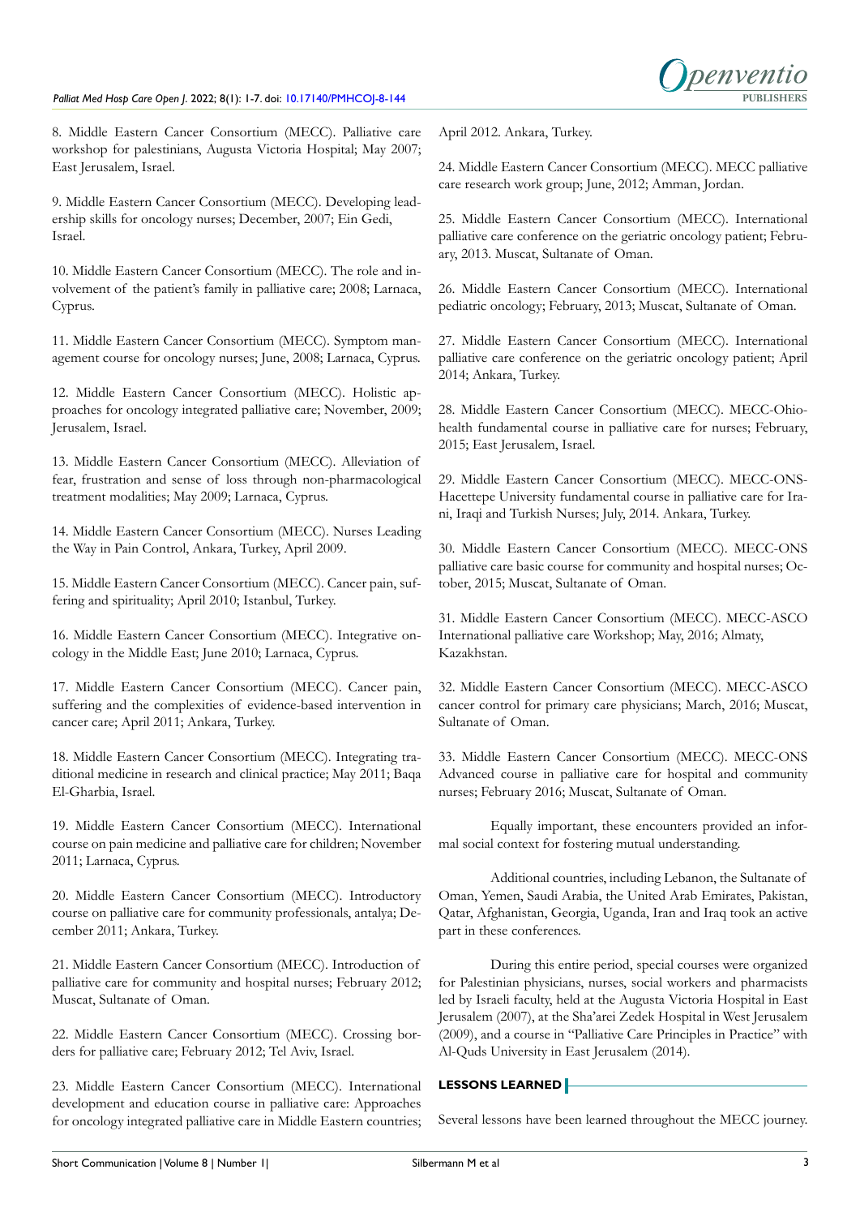8. Middle Eastern Cancer Consortium (MECC). Palliative care workshop for palestinians, Augusta Victoria Hospital; May 2007; East Jerusalem, Israel.

9. Middle Eastern Cancer Consortium (MECC). Developing leadership skills for oncology nurses; December, 2007; Ein Gedi, Israel.

10. Middle Eastern Cancer Consortium (MECC). The role and involvement of the patient's family in palliative care; 2008; Larnaca, Cyprus.

11. Middle Eastern Cancer Consortium (MECC). Symptom management course for oncology nurses; June, 2008; Larnaca, Cyprus.

12. Middle Eastern Cancer Consortium (MECC). Holistic approaches for oncology integrated palliative care; November, 2009; Jerusalem, Israel.

13. Middle Eastern Cancer Consortium (MECC). Alleviation of fear, frustration and sense of loss through non-pharmacological treatment modalities; May 2009; Larnaca, Cyprus.

14. Middle Eastern Cancer Consortium (MECC). Nurses Leading the Way in Pain Control, Ankara, Turkey, April 2009.

15. Middle Eastern Cancer Consortium (MECC). Cancer pain, suffering and spirituality; April 2010; Istanbul, Turkey.

16. Middle Eastern Cancer Consortium (MECC). Integrative oncology in the Middle East; June 2010; Larnaca, Cyprus.

17. Middle Eastern Cancer Consortium (MECC). Cancer pain, suffering and the complexities of evidence-based intervention in cancer care; April 2011; Ankara, Turkey.

18. Middle Eastern Cancer Consortium (MECC). Integrating traditional medicine in research and clinical practice; May 2011; Baqa El-Gharbia, Israel.

19. Middle Eastern Cancer Consortium (MECC). International course on pain medicine and palliative care for children; November 2011; Larnaca, Cyprus.

20. Middle Eastern Cancer Consortium (MECC). Introductory course on palliative care for community professionals, antalya; December 2011; Ankara, Turkey.

21. Middle Eastern Cancer Consortium (MECC). Introduction of palliative care for community and hospital nurses; February 2012; Muscat, Sultanate of Oman.

22. Middle Eastern Cancer Consortium (MECC). Crossing borders for palliative care; February 2012; Tel Aviv, Israel.

23. Middle Eastern Cancer Consortium (MECC). International development and education course in palliative care: Approaches for oncology integrated palliative care in Middle Eastern countries; April 2012. Ankara, Turkey.

24. Middle Eastern Cancer Consortium (MECC). MECC palliative care research work group; June, 2012; Amman, Jordan.

25. Middle Eastern Cancer Consortium (MECC). International palliative care conference on the geriatric oncology patient; February, 2013. Muscat, Sultanate of Oman.

26. Middle Eastern Cancer Consortium (MECC). International pediatric oncology; February, 2013; Muscat, Sultanate of Oman.

27. Middle Eastern Cancer Consortium (MECC). International palliative care conference on the geriatric oncology patient; April 2014; Ankara, Turkey.

28. Middle Eastern Cancer Consortium (MECC). MECC-Ohio-health fundamental course in palliative care for nurses; February, 2015; East Jerusalem, Israel.

29. Middle Eastern Cancer Consortium (MECC). MECC-ONS-Hacettepe University fundamental course in palliative care for Irani, Iraqi and Turkish Nurses; July, 2014. Ankara, Turkey.

30. Middle Eastern Cancer Consortium (MECC). MECC-ONS palliative care basic course for community and hospital nurses; October, 2015; Muscat, Sultanate of Oman.

31. Middle Eastern Cancer Consortium (MECC). MECC-ASCO International palliative care Workshop; May, 2016; Almaty, Kazakhstan.

32. Middle Eastern Cancer Consortium (MECC). MECC-ASCO cancer control for primary care physicians; March, 2016; Muscat, Sultanate of Oman.

33. Middle Eastern Cancer Consortium (MECC). MECC-ONS Advanced course in palliative care for hospital and community nurses; February 2016; Muscat, Sultanate of Oman.

Equally important, these encounters provided an informal social context for fostering mutual understanding.

Additional countries, including Lebanon, the Sultanate of Oman, Yemen, Saudi Arabia, the United Arab Emirates, Pakistan, Qatar, Afghanistan, Georgia, Uganda, Iran and Iraq took an active part in these conferences.

During this entire period, special courses were organized for Palestinian physicians, nurses, social workers and pharmacists led by Israeli faculty, held at the Augusta Victoria Hospital in East Jerusalem (2007), at the Sha'arei Zedek Hospital in West Jerusalem (2009), and a course in "Palliative Care Principles in Practice" with Al-Quds University in East Jerusalem (2014).

## LESSONS LEARNED

Several lessons have been learned throughout the MECC journey.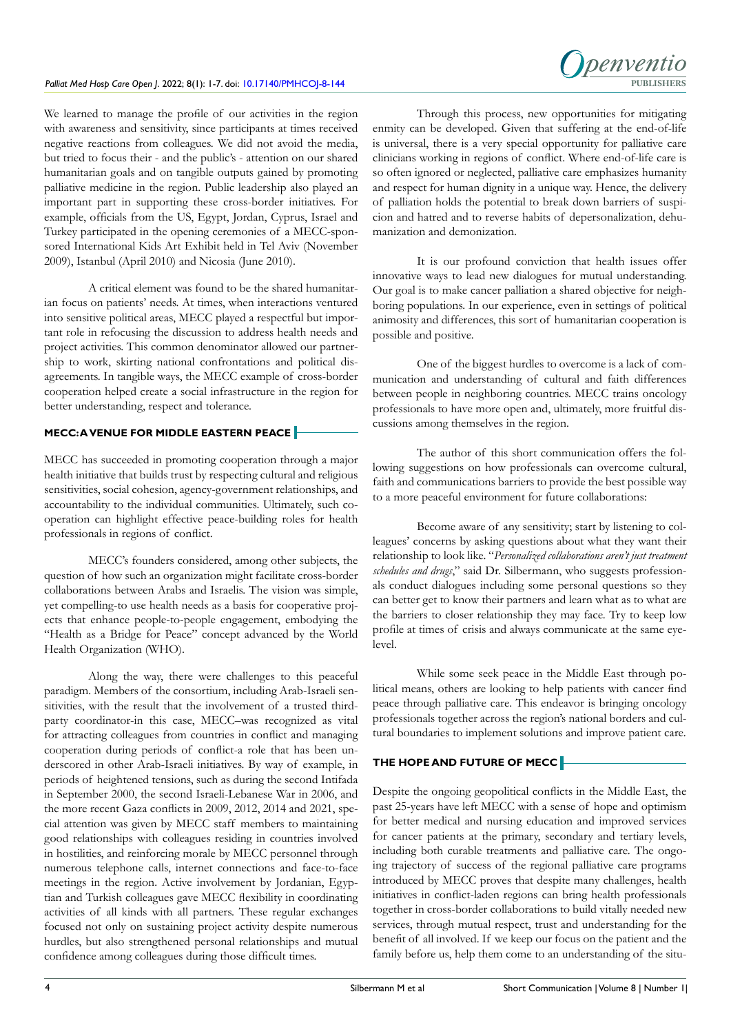We learned to manage the profile of our activities in the region with awareness and sensitivity, since participants at times received negative reactions from colleagues. We did not avoid the media, but tried to focus their - and the public's - attention on our shared humanitarian goals and on tangible outputs gained by promoting palliative medicine in the region. Public leadership also played an important part in supporting these cross-border initiatives. For example, officials from the US, Egypt, Jordan, Cyprus, Israel and Turkey participated in the opening ceremonies of a MECC-sponsored International Kids Art Exhibit held in Tel Aviv (November 2009), Istanbul (April 2010) and Nicosia (June 2010).

A critical element was found to be the shared humanitarian focus on patients' needs. At times, when interactions ventured into sensitive political areas, MECC played a respectful but important role in refocusing the discussion to address health needs and project activities. This common denominator allowed our partnership to work, skirting national confrontations and political disagreements. In tangible ways, the MECC example of cross-border cooperation helped create a social infrastructure in the region for better understanding, respect and tolerance.

## MECC: A VENUE FOR MIDDLE EASTERN PEACE

MECC has succeeded in promoting cooperation through a major health initiative that builds trust by respecting cultural and religious sensitivities, social cohesion, agency-government relationships, and accountability to the individual communities. Ultimately, such cooperation can highlight effective peace-building roles for health professionals in regions of conflict.

MECC's founders considered, among other subjects, the question of how such an organization might facilitate cross-border collaborations between Arabs and Israelis. The vision was simple, yet compelling-to use health needs as a basis for cooperative projects that enhance people-to-people engagement, embodying the "Health as a Bridge for Peace" concept advanced by the World Health Organization (WHO).

Along the way, there were challenges to this peaceful paradigm. Members of the consortium, including Arab-Israeli sensitivities, with the result that the involvement of a trusted third-party coordinator-in this case, MECC–was recognized as vital for attracting colleagues from countries in conflict and managing cooperation during periods of conflict-a role that has been underscored in other Arab-Israeli initiatives. By way of example, in periods of heightened tensions, such as during the second Intifada in September 2000, the second Israeli-Lebanese War in 2006, and the more recent Gaza conflicts in 2009, 2012, 2014 and 2021, special attention was given by MECC staff members to maintaining good relationships with colleagues residing in countries involved in hostilities, and reinforcing morale by MECC personnel through numerous telephone calls, internet connections and face-to-face meetings in the region. Active involvement by Jordanian, Egyptian and Turkish colleagues gave MECC flexibility in coordinating activities of all kinds with all partners. These regular exchanges focused not only on sustaining project activity despite numerous hurdles, but also strengthened personal relationships and mutual confidence among colleagues during those difficult times.

Through this process, new opportunities for mitigating enmity can be developed. Given that suffering at the end-of-life is universal, there is a very special opportunity for palliative care clinicians working in regions of conflict. Where end-of-life care is so often ignored or neglected, palliative care emphasizes humanity and respect for human dignity in a unique way. Hence, the delivery of palliation holds the potential to break down barriers of suspicion and hatred and to reverse habits of depersonalization, dehumanization and demonization.

It is our profound conviction that health issues offer innovative ways to lead new dialogues for mutual understanding. Our goal is to make cancer palliation a shared objective for neighboring populations. In our experience, even in settings of political animosity and differences, this sort of humanitarian cooperation is possible and positive.

One of the biggest hurdles to overcome is a lack of communication and understanding of cultural and faith differences between people in neighboring countries. MECC trains oncology professionals to have more open and, ultimately, more fruitful discussions among themselves in the region.

The author of this short communication offers the following suggestions on how professionals can overcome cultural, faith and communications barriers to provide the best possible way to a more peaceful environment for future collaborations:

Become aware of any sensitivity; start by listening to colleagues' concerns by asking questions about what they want their relationship to look like. "*Personalized collaborations aren't just treatment schedules and drugs*," said Dr. Silbermann, who suggests professionals conduct dialogues including some personal questions so they can better get to know their partners and learn what as to what are the barriers to closer relationship they may face. Try to keep low profile at times of crisis and always communicate at the same eye-level.

While some seek peace in the Middle East through political means, others are looking to help patients with cancer find peace through palliative care. This endeavor is bringing oncology professionals together across the region's national borders and cultural boundaries to implement solutions and improve patient care.

## THE HOPE AND FUTURE OF MECC

Despite the ongoing geopolitical conflicts in the Middle East, the past 25-years have left MECC with a sense of hope and optimism for better medical and nursing education and improved services for cancer patients at the primary, secondary and tertiary levels, including both curable treatments and palliative care. The ongoing trajectory of success of the regional palliative care programs introduced by MECC proves that despite many challenges, health initiatives in conflict-laden regions can bring health professionals together in cross-border collaborations to build vitally needed new services, through mutual respect, trust and understanding for the benefit of all involved. If we keep our focus on the patient and the family before us, help them come to an understanding of the situ-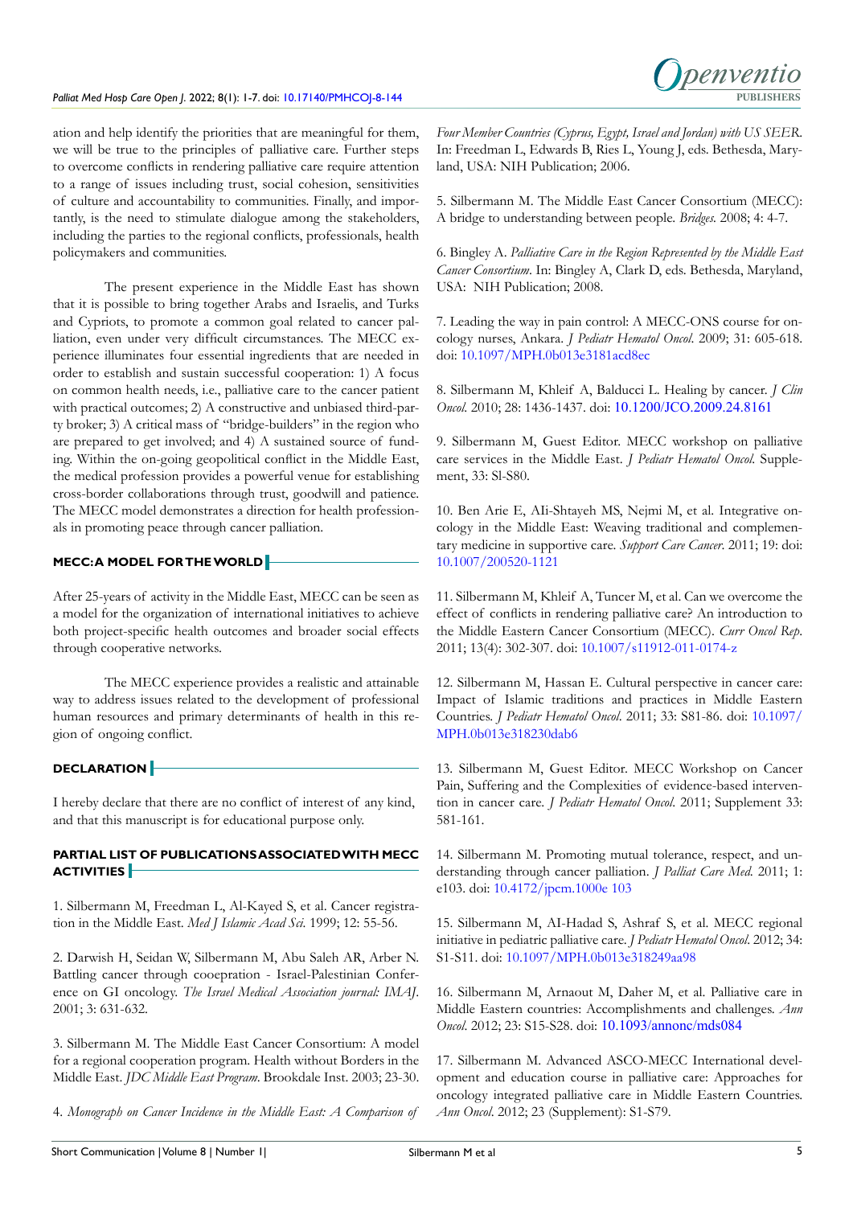ation and help identify the priorities that are meaningful for them, we will be true to the principles of palliative care. Further steps to overcome conflicts in rendering palliative care require attention to a range of issues including trust, social cohesion, sensitivities of culture and accountability to communities. Finally, and importantly, is the need to stimulate dialogue among the stakeholders, including the parties to the regional conflicts, professionals, health policymakers and communities.

The present experience in the Middle East has shown that it is possible to bring together Arabs and Israelis, and Turks and Cypriots, to promote a common goal related to cancer palliation, even under very difficult circumstances. The MECC experience illuminates four essential ingredients that are needed in order to establish and sustain successful cooperation: 1) A focus on common health needs, i.e., palliative care to the cancer patient with practical outcomes; 2) A constructive and unbiased third-party broker; 3) A critical mass of "bridge-builders" in the region who are prepared to get involved; and 4) A sustained source of funding. Within the on-going geopolitical conflict in the Middle East, the medical profession provides a powerful venue for establishing cross-border collaborations through trust, goodwill and patience. The MECC model demonstrates a direction for health professionals in promoting peace through cancer palliation.

## MECC: A MODEL FOR THE WORLD

After 25-years of activity in the Middle East, MECC can be seen as a model for the organization of international initiatives to achieve both project-specific health outcomes and broader social effects through cooperative networks.

The MECC experience provides a realistic and attainable way to address issues related to the development of professional human resources and primary determinants of health in this region of ongoing conflict.

## DECLARATION

I hereby declare that there are no conflict of interest of any kind, and that this manuscript is for educational purpose only.

## PARTIAL LIST OF PUBLICATIONS ASSOCIATED WITH MECC ACTIVITIES

1. Silbermann M, Freedman L, Al-Kayed S, et al. Cancer registration in the Middle East. *Med J Islamic Acad Sci*. 1999; 12: 55-56.

2. Darwish H, Seidan W, Silbermann M, Abu Saleh AR, Arber N. Battling cancer through cooepration - Israel-Palestinian Conference on GI oncology. *The Israel Medical Association journal: IMAJ*. 2001; 3: 631-632.

3. Silbermann M. The Middle East Cancer Consortium: A model for a regional cooperation program. Health without Borders in the Middle East. *JDC Middle East Program*. Brookdale Inst. 2003; 23-30.

4. *Monograph on Cancer Incidence in the Middle East: A Comparison of Four Member Countries (Cyprus, Egypt, Israel and Jordan) with US SEER*. In: Freedman L, Edwards B, Ries L, Young J, eds. Bethesda, Maryland, USA: NIH Publication; 2006.

5. Silbermann M. The Middle East Cancer Consortium (MECC): A bridge to understanding between people. *Bridges*. 2008; 4: 4-7.

6. Bingley A. *Palliative Care in the Region Represented by the Middle East Cancer Consortium*. In: Bingley A, Clark D, eds. Bethesda, Maryland, USA: NIH Publication; 2008.

7. Leading the way in pain control: A MECC-ONS course for oncology nurses, Ankara. *J Pediatr Hematol Oncol*. 2009; 31: 605-618. doi: 10.1097/MPH.0b013e3181acd8ec

8. Silbermann M, Khleif A, Balducci L. Healing by cancer. *J Clin Oncol*. 2010; 28: 1436-1437. doi: 10.1200/JCO.2009.24.8161

9. Silbermann M, Guest Editor. MECC workshop on palliative care services in the Middle East. *J Pediatr Hematol Oncol*. Supplement, 33: Sl-S80.

10. Ben Arie E, Ali-Shtayeh MS, Nejmi M, et al. Integrative oncology in the Middle East: Weaving traditional and complementary medicine in supportive care. *Support Care Cancer*. 2011; 19: doi: 10.1007/200520-1121

11. Silbermann M, Khleif A, Tuncer M, et al. Can we overcome the effect of conflicts in rendering palliative care? An introduction to the Middle Eastern Cancer Consortium (MECC). *Curr Oncol Rep*. 2011; 13(4): 302-307. doi: 10.1007/s11912-011-0174-z

12. Silbermann M, Hassan E. Cultural perspective in cancer care: Impact of Islamic traditions and practices in Middle Eastern Countries. *J Pediatr Hematol Oncol*. 2011; 33: S81-86. doi: 10.1097/MPH.0b013e318230dab6

13. Silbermann M, Guest Editor. MECC Workshop on Cancer Pain, Suffering and the Complexities of evidence-based intervention in cancer care. *J Pediatr Hematol Oncol*. 2011; Supplement 33: 581-161.

14. Silbermann M. Promoting mutual tolerance, respect, and understanding through cancer palliation. *J Palliat Care Med*. 2011; 1: e103. doi: 10.4172/jpcm.1000e 103

15. Silbermann M, AI-Hadad S, Ashraf S, et al. MECC regional initiative in pediatric palliative care. *J Pediatr Hematol Oncol*. 2012; 34: S1-S11. doi: 10.1097/MPH.0b013e318249aa98

16. Silbermann M, Arnaout M, Daher M, et al. Palliative care in Middle Eastern countries: Accomplishments and challenges. *Ann Oncol*. 2012; 23: S15-S28. doi: 10.1093/annonc/mds084

17. Silbermann M. Advanced ASCO-MECC International development and education course in palliative care: Approaches for oncology integrated palliative care in Middle Eastern Countries. *Ann Oncol*. 2012; 23 (Supplement): S1-S79.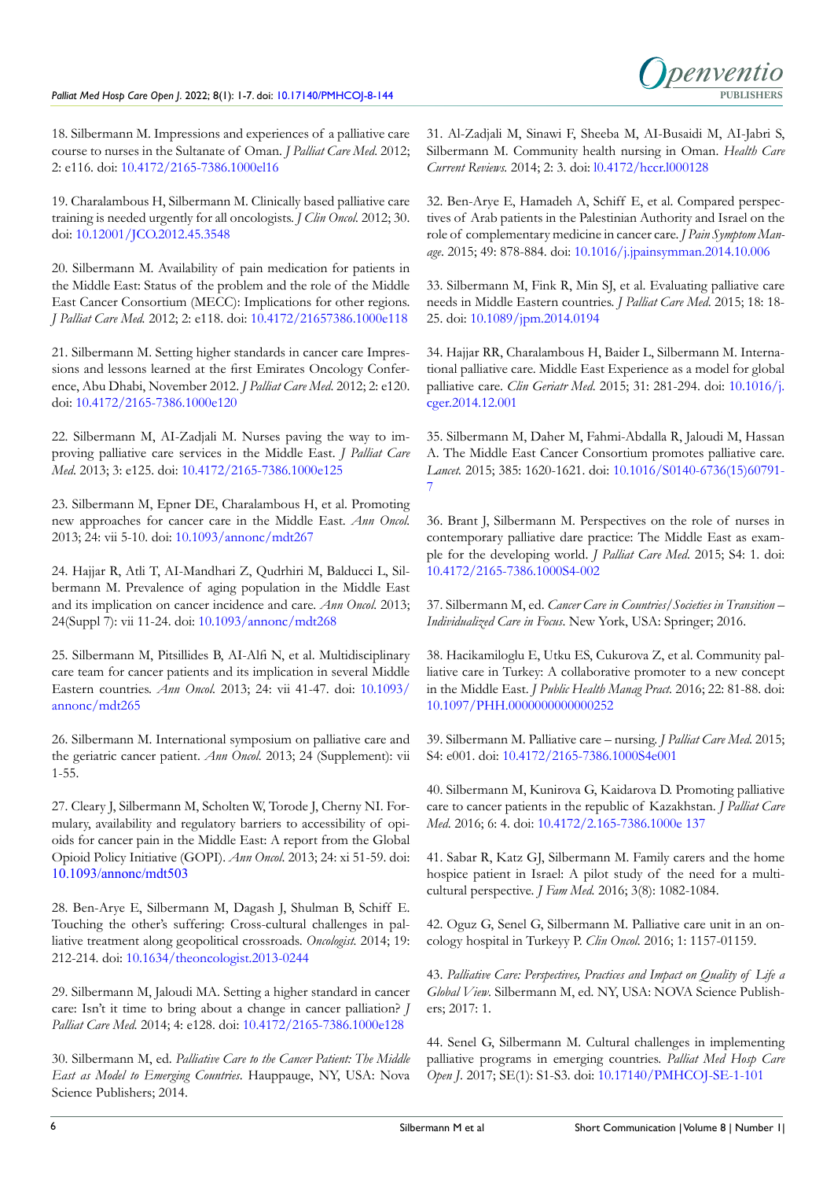18. Silbermann M. Impressions and experiences of a palliative care course to nurses in the Sultanate of Oman. *J Palliat Care Med*. 2012; 2: e116. doi: 10.4172/2165-7386.1000el16

19. Charalambous H, Silbermann M. Clinically based palliative care training is needed urgently for all oncologists. *J Clin Oncol*. 2012; 30. doi: 10.12001/JCO.2012.45.3548

20. Silbermann M. Availability of pain medication for patients in the Middle East: Status of the problem and the role of the Middle East Cancer Consortium (MECC): Implications for other regions. *J Palliat Care Med*. 2012; 2: e118. doi: 10.4172/21657386.1000e118

21. Silbermann M. Setting higher standards in cancer care Impressions and lessons learned at the first Emirates Oncology Conference, Abu Dhabi, November 2012. *J Palliat Care Med*. 2012; 2: e120. doi: 10.4172/2165-7386.1000e120

22. Silbermann M, AI-Zadjali M. Nurses paving the way to improving palliative care services in the Middle East. *J Palliat Care Med*. 2013; 3: e125. doi: 10.4172/2165-7386.1000e125

23. Silbermann M, Epner DE, Charalambous H, et al. Promoting new approaches for cancer care in the Middle East. *Ann Oncol*. 2013; 24: vii 5-10. doi: 10.1093/annonc/mdt267

24. Hajjar R, Atli T, AI-Mandhari Z, Qudrhiri M, Balducci L, Silbermann M. Prevalence of aging population in the Middle East and its implication on cancer incidence and care. *Ann Oncol*. 2013; 24(Suppl 7): vii 11-24. doi: 10.1093/annonc/mdt268

25. Silbermann M, Pitsillides B, AI-Alfi N, et al. Multidisciplinary care team for cancer patients and its implication in several Middle Eastern countries. *Ann Oncol*. 2013; 24: vii 41-47. doi: 10.1093/annonc/mdt265

26. Silbermann M. International symposium on palliative care and the geriatric cancer patient. *Ann Oncol*. 2013; 24 (Supplement): vii 1-55.

27. Cleary J, Silbermann M, Scholten W, Torode J, Cherny NI. Formulary, availability and regulatory barriers to accessibility of opioids for cancer pain in the Middle East: A report from the Global Opioid Policy Initiative (GOPI). *Ann Oncol*. 2013; 24: xi 51-59. doi: 10.1093/annonc/mdt503

28. Ben-Arye E, Silbermann M, Dagash J, Shulman B, Schiff E. Touching the other's suffering: Cross-cultural challenges in palliative treatment along geopolitical crossroads. *Oncologist*. 2014; 19: 212-214. doi: 10.1634/theoncologist.2013-0244

29. Silbermann M, Jaloudi MA. Setting a higher standard in cancer care: Isn't it time to bring about a change in cancer palliation? *J Palliat Care Med*. 2014; 4: e128. doi: 10.4172/2165-7386.1000e128

30. Silbermann M, ed. *Palliative Care to the Cancer Patient: The Middle East as Model to Emerging Countries*. Hauppauge, NY, USA: Nova Science Publishers; 2014.

31. Al-Zadjali M, Sinawi F, Sheeba M, AI-Busaidi M, AI-Jabri S, Silbermann M. Community health nursing in Oman. *Health Care Current Reviews*. 2014; 2: 3. doi: l0.4172/hccr.l000128

32. Ben-Arye E, Hamadeh A, Schiff E, et al. Compared perspectives of Arab patients in the Palestinian Authority and Israel on the role of complementary medicine in cancer care. *J Pain Symptom Manage*. 2015; 49: 878-884. doi: 10.1016/j.jpainsymman.2014.10.006

33. Silbermann M, Fink R, Min SJ, et al. Evaluating palliative care needs in Middle Eastern countries. *J Palliat Care Med*. 2015; 18: 18-25. doi: 10.1089/jpm.2014.0194

34. Hajjar RR, Charalambous H, Baider L, Silbermann M. International palliative care. Middle East Experience as a model for global palliative care. *Clin Geriatr Med*. 2015; 31: 281-294. doi: 10.1016/j.cger.2014.12.001

35. Silbermann M, Daher M, Fahmi-Abdalla R, Jaloudi M, Hassan A. The Middle East Cancer Consortium promotes palliative care. *Lancet*. 2015; 385: 1620-1621. doi: 10.1016/S0140-6736(15)60791-7

36. Brant J, Silbermann M. Perspectives on the role of nurses in contemporary palliative dare practice: The Middle East as example for the developing world. *J Palliat Care Med*. 2015; S4: 1. doi: 10.4172/2165-7386.1000S4-002

37. Silbermann M, ed. *Cancer Care in Countries/Societies in Transition – Individualized Care in Focus*. New York, USA: Springer; 2016.

38. Hacikamiloglu E, Utku ES, Cukurova Z, et al. Community palliative care in Turkey: A collaborative promoter to a new concept in the Middle East. *J Public Health Manag Pract*. 2016; 22: 81-88. doi: 10.1097/PHH.0000000000000252

39. Silbermann M. Palliative care – nursing. *J Palliat Care Med*. 2015; S4: e001. doi: 10.4172/2165-7386.1000S4e001

40. Silbermann M, Kunirova G, Kaidarova D. Promoting palliative care to cancer patients in the republic of Kazakhstan. *J Palliat Care Med*. 2016; 6: 4. doi: 10.4172/2.165-7386.1000e 137

41. Sabar R, Katz GJ, Silbermann M. Family carers and the home hospice patient in Israel: A pilot study of the need for a multicultural perspective. *J Fam Med*. 2016; 3(8): 1082-1084.

42. Oguz G, Senel G, Silbermann M. Palliative care unit in an oncology hospital in Turkeyy P. *Clin Oncol*. 2016; 1: 1157-01159.

43. *Palliative Care: Perspectives, Practices and Impact on Quality of Life a Global View*. Silbermann M, ed. NY, USA: NOVA Science Publishers; 2017: 1.

44. Senel G, Silbermann M. Cultural challenges in implementing palliative programs in emerging countries. *Palliat Med Hosp Care Open J*. 2017; SE(1): S1-S3. doi: 10.17140/PMHCOJ-SE-1-101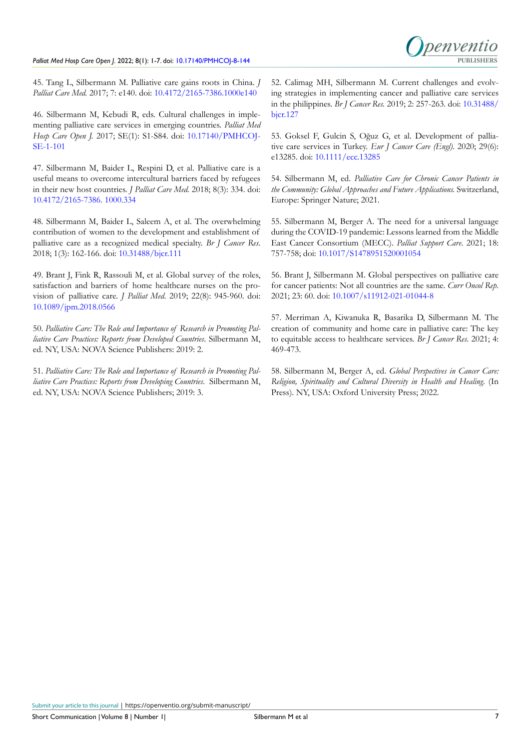45. Tang L, Silbermann M. Palliative care gains roots in China. *J Palliat Care Med.* 2017; 7: e140. doi: 10.4172/2165-7386.1000e140

46. Silbermann M, Kebudi R, eds. Cultural challenges in implementing palliative care services in emerging countries. *Palliat Med Hosp Care Open J.* 2017; SE(1): S1-S84. doi: 10.17140/PMHCOJ-SE-1-101

47. Silbermann M, Baider L, Respini D, et al. Palliative care is a useful means to overcome intercultural barriers faced by refugees in their new host countries. *J Palliat Care Med.* 2018; 8(3): 334. doi: 10.4172/2165-7386. 1000.334

48. Silbermann M, Baider L, Saleem A, et al. The overwhelming contribution of women to the development and establishment of palliative care as a recognized medical specialty. *Br J Cancer Res.* 2018; 1(3): 162-166. doi: 10.31488/bjcr.111

49. Brant J, Fink R, Rassouli M, et al. Global survey of the roles, satisfaction and barriers of home healthcare nurses on the provision of palliative care. *J Palliat Med.* 2019; 22(8): 945-960. doi: 10.1089/jpm.2018.0566

50. *Palliative Care: The Role and Importance of Research in Promoting Palliative Care Practices: Reports from Developed Countries.* Silbermann M, ed. NY, USA: NOVA Science Publishers: 2019: 2.

51. *Palliative Care: The Role and Importance of Research in Promoting Palliative Care Practices: Reports from Developing Countries.* Silbermann M, ed. NY, USA: NOVA Science Publishers; 2019: 3.

52. Calimag MH, Silbermann M. Current challenges and evolving strategies in implementing cancer and palliative care services in the philippines. *Br J Cancer Res.* 2019; 2: 257-263. doi: 10.31488/bjcr.127

53. Goksel F, Gulcin S, Oğuz G, et al. Development of palliative care services in Turkey. *Eur J Cancer Care (Engl).* 2020; 29(6): e13285. doi: 10.1111/ecc.13285

54. Silbermann M, ed. *Palliative Care for Chronic Cancer Patients in the Community: Global Approaches and Future Applications.* Switzerland, Europe: Springer Nature; 2021.

55. Silbermann M, Berger A. The need for a universal language during the COVID-19 pandemic: Lessons learned from the Middle East Cancer Consortium (MECC). *Palliat Support Care.* 2021; 18: 757-758; doi: 10.1017/S1478951520001054

56. Brant J, Silbermann M. Global perspectives on palliative care for cancer patients: Not all countries are the same. *Curr Oncol Rep.* 2021; 23: 60. doi: 10.1007/s11912-021-01044-8

57. Merriman A, Kiwanuka R, Basarika D, Silbermann M. The creation of community and home care in palliative care: The key to equitable access to healthcare services. *Br J Cancer Res.* 2021; 4: 469-473.

58. Silbermann M, Berger A, ed. *Global Perspectives in Cancer Care: Religion, Spirituality and Cultural Diversity in Health and Healing.* (In Press). NY, USA: Oxford University Press; 2022.